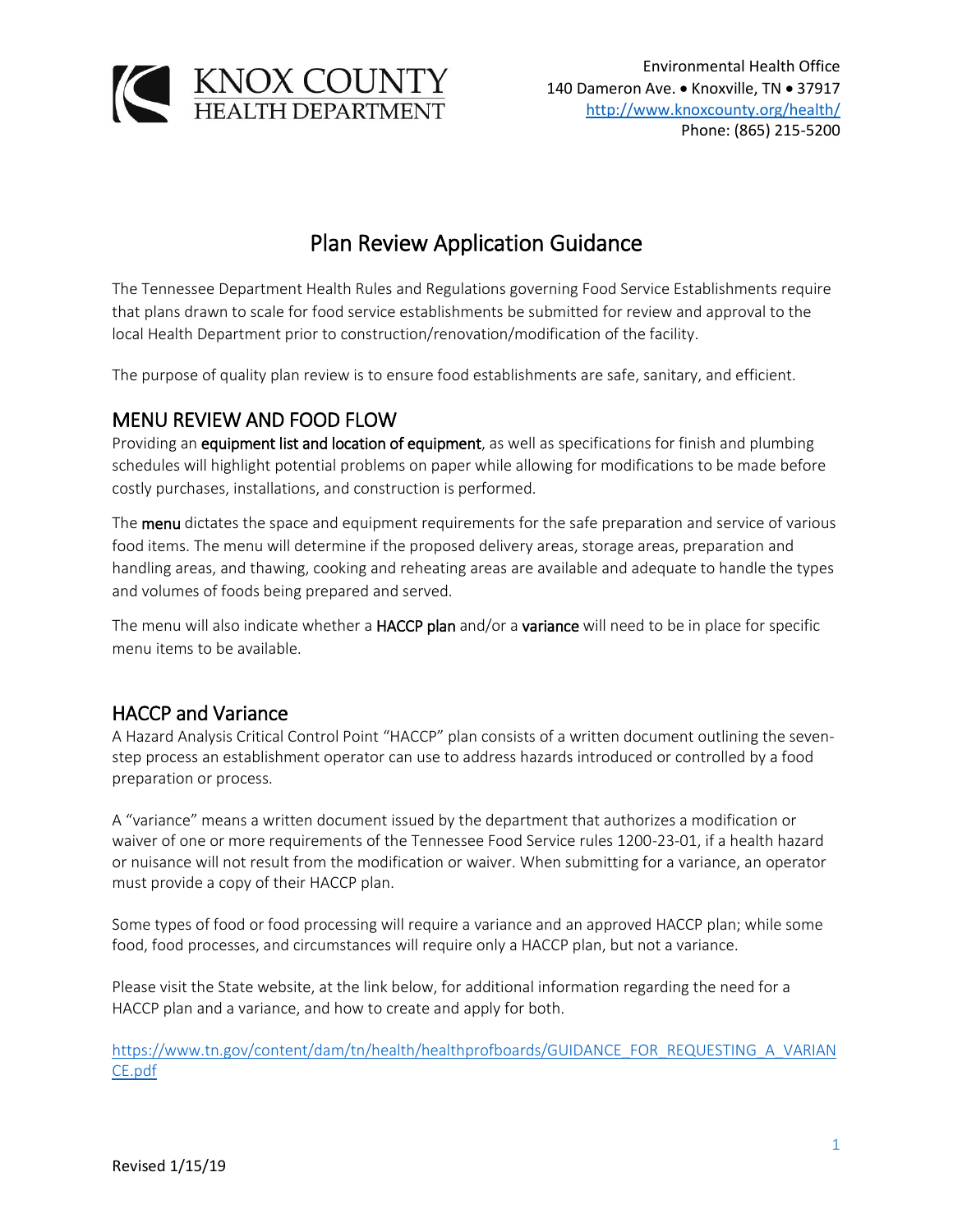KNOX COUNTY
HEALTH DEPARTMENT

Environmental Health Office
140 Dameron Ave. • Knoxville, TN • 37917
http://www.knoxcounty.org/health/
Phone: (865) 215-5200

# Plan Review Application Guidance

The Tennessee Department Health Rules and Regulations governing Food Service Establishments require that plans drawn to scale for food service establishments be submitted for review and approval to the local Health Department prior to construction/renovation/modification of the facility.

The purpose of quality plan review is to ensure food establishments are safe, sanitary, and efficient.

## MENU REVIEW AND FOOD FLOW

Providing an **equipment list and location of equipment**, as well as specifications for finish and plumbing schedules will highlight potential problems on paper while allowing for modifications to be made before costly purchases, installations, and construction is performed.

The **menu** dictates the space and equipment requirements for the safe preparation and service of various food items. The menu will determine if the proposed delivery areas, storage areas, preparation and handling areas, and thawing, cooking and reheating areas are available and adequate to handle the types and volumes of foods being prepared and served.

The menu will also indicate whether a **HACCP plan** and/or a **variance** will need to be in place for specific menu items to be available.

## HACCP and Variance

A Hazard Analysis Critical Control Point "HACCP" plan consists of a written document outlining the seven-step process an establishment operator can use to address hazards introduced or controlled by a food preparation or process.

A "variance" means a written document issued by the department that authorizes a modification or waiver of one or more requirements of the Tennessee Food Service rules 1200-23-01, if a health hazard or nuisance will not result from the modification or waiver. When submitting for a variance, an operator must provide a copy of their HACCP plan.

Some types of food or food processing will require a variance and an approved HACCP plan; while some food, food processes, and circumstances will require only a HACCP plan, but not a variance.

Please visit the State website, at the link below, for additional information regarding the need for a HACCP plan and a variance, and how to create and apply for both.

https://www.tn.gov/content/dam/tn/health/healthprofboards/GUIDANCE_FOR_REQUESTING_A_VARIANCE.pdf

Revised 1/15/19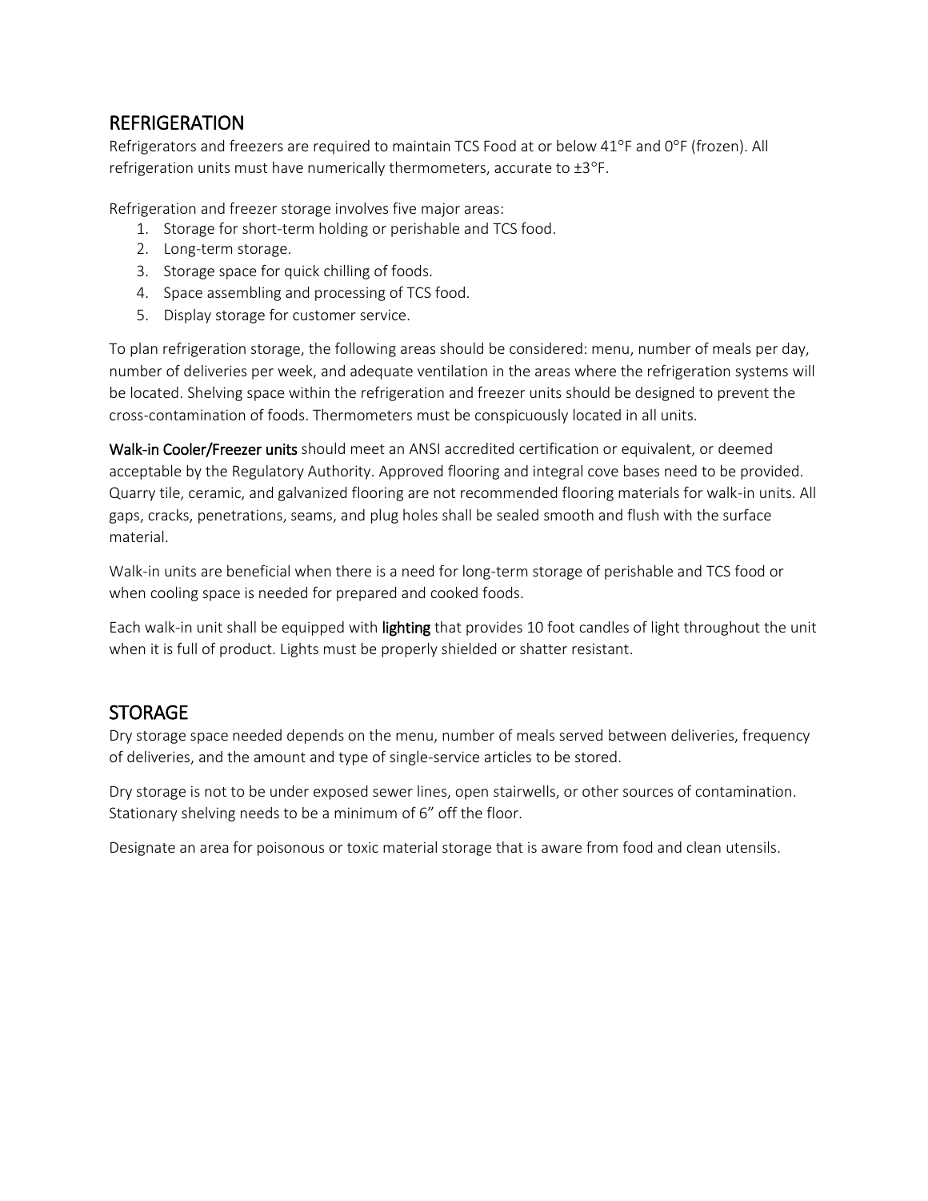## REFRIGERATION

Refrigerators and freezers are required to maintain TCS Food at or below 41°F and 0°F (frozen). All refrigeration units must have numerically thermometers, accurate to ±3°F.

Refrigeration and freezer storage involves five major areas:

1. Storage for short-term holding or perishable and TCS food.
2. Long-term storage.
3. Storage space for quick chilling of foods.
4. Space assembling and processing of TCS food.
5. Display storage for customer service.

To plan refrigeration storage, the following areas should be considered: menu, number of meals per day, number of deliveries per week, and adequate ventilation in the areas where the refrigeration systems will be located. Shelving space within the refrigeration and freezer units should be designed to prevent the cross-contamination of foods. Thermometers must be conspicuously located in all units.

**Walk-in Cooler/Freezer units** should meet an ANSI accredited certification or equivalent, or deemed acceptable by the Regulatory Authority. Approved flooring and integral cove bases need to be provided. Quarry tile, ceramic, and galvanized flooring are not recommended flooring materials for walk-in units. All gaps, cracks, penetrations, seams, and plug holes shall be sealed smooth and flush with the surface material.

Walk-in units are beneficial when there is a need for long-term storage of perishable and TCS food or when cooling space is needed for prepared and cooked foods.

Each walk-in unit shall be equipped with **lighting** that provides 10 foot candles of light throughout the unit when it is full of product. Lights must be properly shielded or shatter resistant.

## STORAGE

Dry storage space needed depends on the menu, number of meals served between deliveries, frequency of deliveries, and the amount and type of single-service articles to be stored.

Dry storage is not to be under exposed sewer lines, open stairwells, or other sources of contamination. Stationary shelving needs to be a minimum of 6" off the floor.

Designate an area for poisonous or toxic material storage that is aware from food and clean utensils.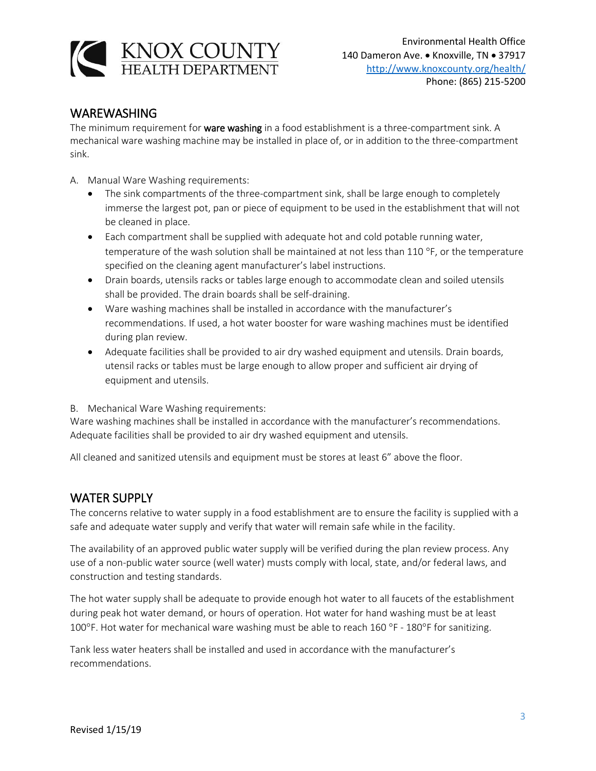## WAREWASHING

The minimum requirement for **ware washing** in a food establishment is a three-compartment sink. A mechanical ware washing machine may be installed in place of, or in addition to the three-compartment sink.

A. Manual Ware Washing requirements:

- The sink compartments of the three-compartment sink, shall be large enough to completely immerse the largest pot, pan or piece of equipment to be used in the establishment that will not be cleaned in place.
- Each compartment shall be supplied with adequate hot and cold potable running water, temperature of the wash solution shall be maintained at not less than 110 °F, or the temperature specified on the cleaning agent manufacturer's label instructions.
- Drain boards, utensils racks or tables large enough to accommodate clean and soiled utensils shall be provided. The drain boards shall be self-draining.
- Ware washing machines shall be installed in accordance with the manufacturer's recommendations. If used, a hot water booster for ware washing machines must be identified during plan review.
- Adequate facilities shall be provided to air dry washed equipment and utensils. Drain boards, utensil racks or tables must be large enough to allow proper and sufficient air drying of equipment and utensils.

B. Mechanical Ware Washing requirements:

Ware washing machines shall be installed in accordance with the manufacturer's recommendations. Adequate facilities shall be provided to air dry washed equipment and utensils.

All cleaned and sanitized utensils and equipment must be stores at least 6" above the floor.

## WATER SUPPLY

The concerns relative to water supply in a food establishment are to ensure the facility is supplied with a safe and adequate water supply and verify that water will remain safe while in the facility.

The availability of an approved public water supply will be verified during the plan review process. Any use of a non-public water source (well water) musts comply with local, state, and/or federal laws, and construction and testing standards.

The hot water supply shall be adequate to provide enough hot water to all faucets of the establishment during peak hot water demand, or hours of operation. Hot water for hand washing must be at least 100°F. Hot water for mechanical ware washing must be able to reach 160 °F - 180°F for sanitizing.

Tank less water heaters shall be installed and used in accordance with the manufacturer's recommendations.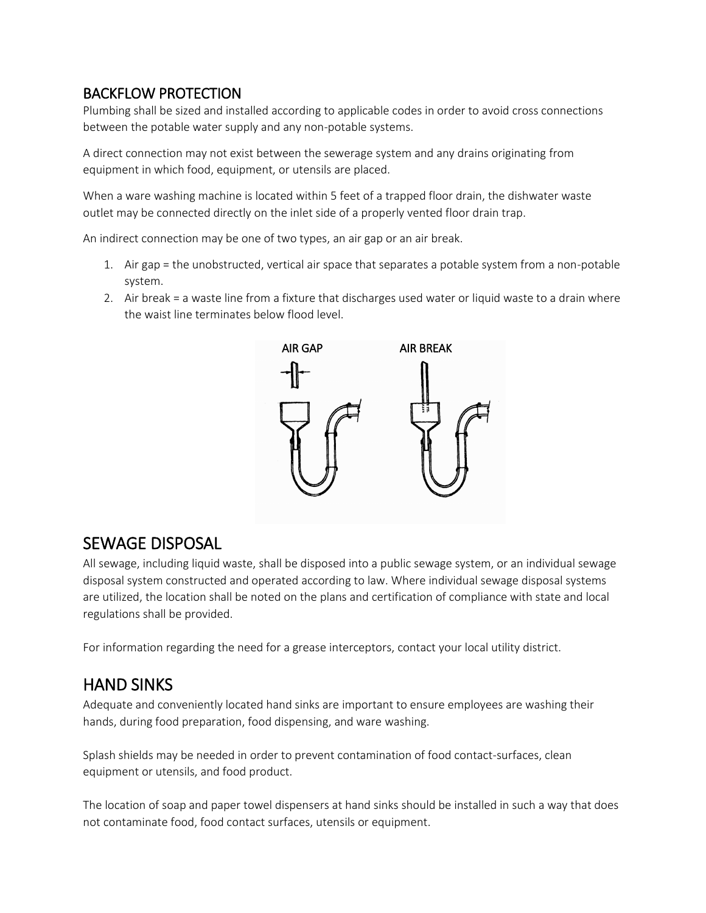## BACKFLOW PROTECTION

Plumbing shall be sized and installed according to applicable codes in order to avoid cross connections between the potable water supply and any non-potable systems.

A direct connection may not exist between the sewerage system and any drains originating from equipment in which food, equipment, or utensils are placed.

When a ware washing machine is located within 5 feet of a trapped floor drain, the dishwater waste outlet may be connected directly on the inlet side of a properly vented floor drain trap.

An indirect connection may be one of two types, an air gap or an air break.

1. Air gap = the unobstructed, vertical air space that separates a potable system from a non-potable system.
2. Air break = a waste line from a fixture that discharges used water or liquid waste to a drain where the waist line terminates below flood level.

AIR GAP AIR BREAK

## SEWAGE DISPOSAL

All sewage, including liquid waste, shall be disposed into a public sewage system, or an individual sewage disposal system constructed and operated according to law. Where individual sewage disposal systems are utilized, the location shall be noted on the plans and certification of compliance with state and local regulations shall be provided.

For information regarding the need for a grease interceptors, contact your local utility district.

## HAND SINKS

Adequate and conveniently located hand sinks are important to ensure employees are washing their hands, during food preparation, food dispensing, and ware washing.

Splash shields may be needed in order to prevent contamination of food contact-surfaces, clean equipment or utensils, and food product.

The location of soap and paper towel dispensers at hand sinks should be installed in such a way that does not contaminate food, food contact surfaces, utensils or equipment.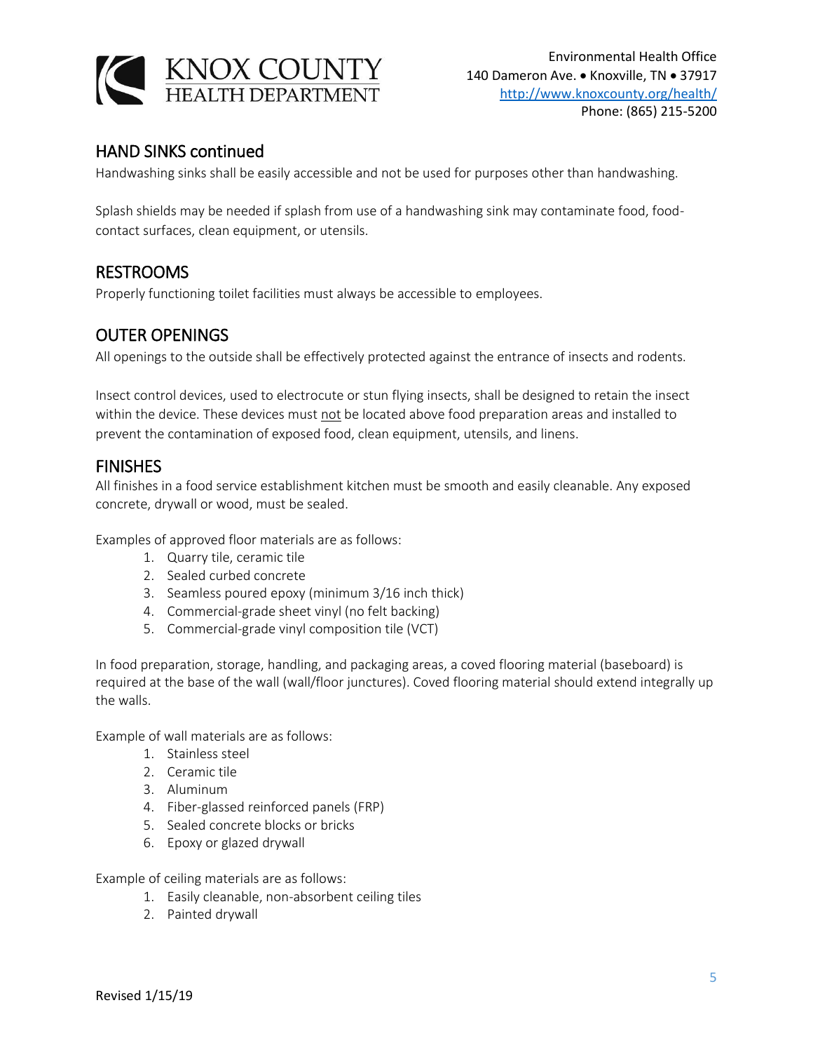## HAND SINKS continued

Handwashing sinks shall be easily accessible and not be used for purposes other than handwashing.

Splash shields may be needed if splash from use of a handwashing sink may contaminate food, food-contact surfaces, clean equipment, or utensils.

## RESTROOMS

Properly functioning toilet facilities must always be accessible to employees.

## OUTER OPENINGS

All openings to the outside shall be effectively protected against the entrance of insects and rodents.

Insect control devices, used to electrocute or stun flying insects, shall be designed to retain the insect within the device. These devices must <u>not</u> be located above food preparation areas and installed to prevent the contamination of exposed food, clean equipment, utensils, and linens.

## FINISHES

All finishes in a food service establishment kitchen must be smooth and easily cleanable. Any exposed concrete, drywall or wood, must be sealed.

Examples of approved floor materials are as follows:

1. Quarry tile, ceramic tile
2. Sealed curbed concrete
3. Seamless poured epoxy (minimum 3/16 inch thick)
4. Commercial-grade sheet vinyl (no felt backing)
5. Commercial-grade vinyl composition tile (VCT)

In food preparation, storage, handling, and packaging areas, a coved flooring material (baseboard) is required at the base of the wall (wall/floor junctures). Coved flooring material should extend integrally up the walls.

Example of wall materials are as follows:

1. Stainless steel
2. Ceramic tile
3. Aluminum
4. Fiber-glassed reinforced panels (FRP)
5. Sealed concrete blocks or bricks
6. Epoxy or glazed drywall

Example of ceiling materials are as follows:

1. Easily cleanable, non-absorbent ceiling tiles
2. Painted drywall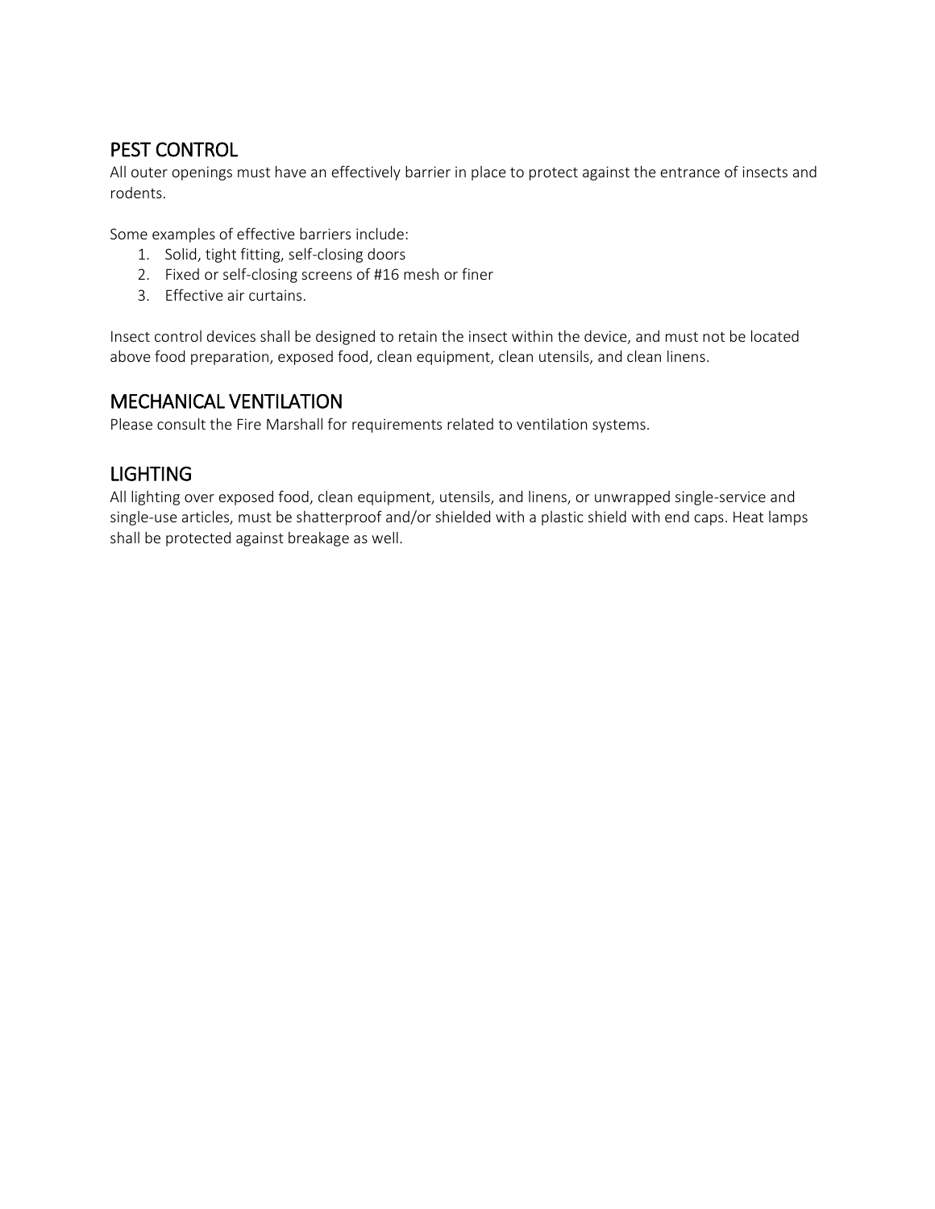## PEST CONTROL

All outer openings must have an effectively barrier in place to protect against the entrance of insects and rodents.

Some examples of effective barriers include:

1. Solid, tight fitting, self-closing doors
2. Fixed or self-closing screens of #16 mesh or finer
3. Effective air curtains.

Insect control devices shall be designed to retain the insect within the device, and must not be located above food preparation, exposed food, clean equipment, clean utensils, and clean linens.

## MECHANICAL VENTILATION

Please consult the Fire Marshall for requirements related to ventilation systems.

## LIGHTING

All lighting over exposed food, clean equipment, utensils, and linens, or unwrapped single-service and single-use articles, must be shatterproof and/or shielded with a plastic shield with end caps. Heat lamps shall be protected against breakage as well.